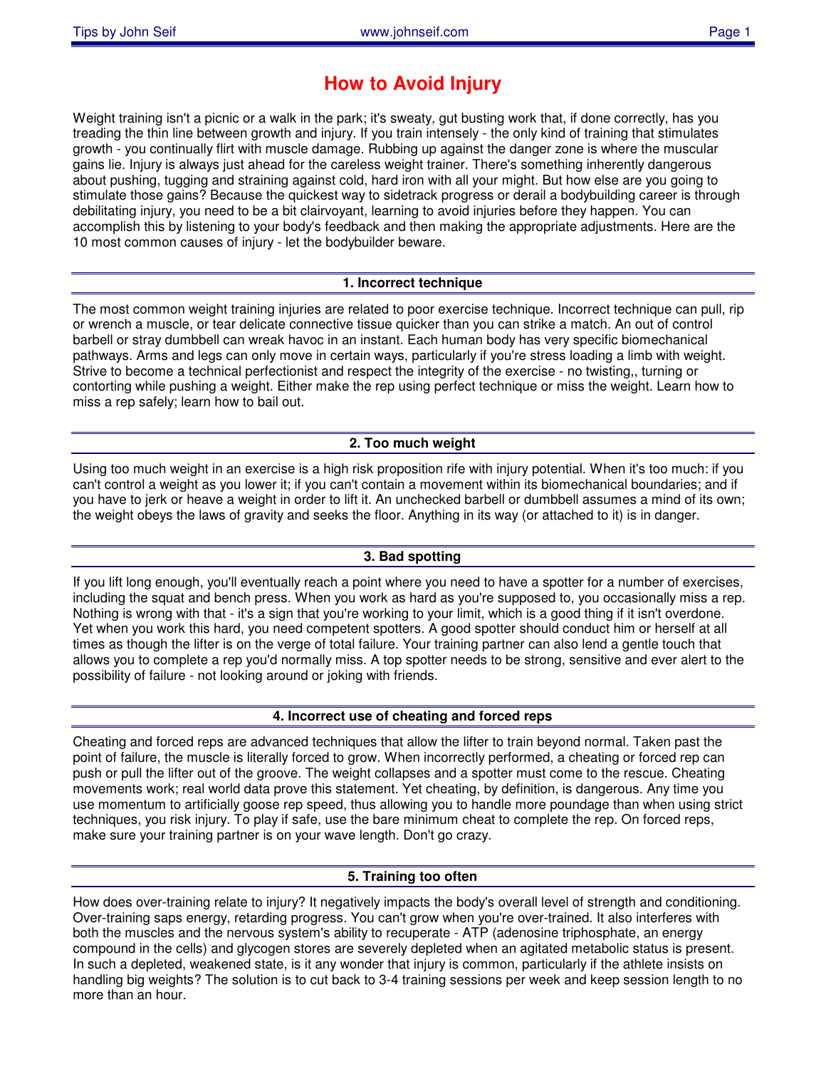# How to Avoid Injury

Weight training isn't a picnic or a walk in the park; it's sweaty, gut busting work that, if done correctly, has you treading the thin line between growth and injury. If you train intensely - the only kind of training that stimulates growth - you continually flirt with muscle damage. Rubbing up against the danger zone is where the muscular gains lie. Injury is always just ahead for the careless weight trainer. There's something inherently dangerous about pushing, tugging and straining against cold, hard iron with all your might. But how else are you going to stimulate those gains? Because the quickest way to sidetrack progress or derail a bodybuilding career is through debilitating injury, you need to be a bit clairvoyant, learning to avoid injuries before they happen. You can accomplish this by listening to your body's feedback and then making the appropriate adjustments. Here are the 10 most common causes of injury - let the bodybuilder beware.

## 1. Incorrect technique

The most common weight training injuries are related to poor exercise technique. Incorrect technique can pull, rip or wrench a muscle, or tear delicate connective tissue quicker than you can strike a match. An out of control barbell or stray dumbbell can wreak havoc in an instant. Each human body has very specific biomechanical pathways. Arms and legs can only move in certain ways, particularly if you're stress loading a limb with weight. Strive to become a technical perfectionist and respect the integrity of the exercise - no twisting,, turning or contorting while pushing a weight. Either make the rep using perfect technique or miss the weight. Learn how to miss a rep safely; learn how to bail out.

## 2. Too much weight

Using too much weight in an exercise is a high risk proposition rife with injury potential. When it's too much: if you can't control a weight as you lower it; if you can't contain a movement within its biomechanical boundaries; and if you have to jerk or heave a weight in order to lift it. An unchecked barbell or dumbbell assumes a mind of its own; the weight obeys the laws of gravity and seeks the floor. Anything in its way (or attached to it) is in danger.

## 3. Bad spotting

If you lift long enough, you'll eventually reach a point where you need to have a spotter for a number of exercises, including the squat and bench press. When you work as hard as you're supposed to, you occasionally miss a rep. Nothing is wrong with that - it's a sign that you're working to your limit, which is a good thing if it isn't overdone. Yet when you work this hard, you need competent spotters. A good spotter should conduct him or herself at all times as though the lifter is on the verge of total failure. Your training partner can also lend a gentle touch that allows you to complete a rep you'd normally miss. A top spotter needs to be strong, sensitive and ever alert to the possibility of failure - not looking around or joking with friends.

## 4. Incorrect use of cheating and forced reps

Cheating and forced reps are advanced techniques that allow the lifter to train beyond normal. Taken past the point of failure, the muscle is literally forced to grow. When incorrectly performed, a cheating or forced rep can push or pull the lifter out of the groove. The weight collapses and a spotter must come to the rescue. Cheating movements work; real world data prove this statement. Yet cheating, by definition, is dangerous. Any time you use momentum to artificially goose rep speed, thus allowing you to handle more poundage than when using strict techniques, you risk injury. To play if safe, use the bare minimum cheat to complete the rep. On forced reps, make sure your training partner is on your wave length. Don't go crazy.

## 5. Training too often

How does over-training relate to injury? It negatively impacts the body's overall level of strength and conditioning. Over-training saps energy, retarding progress. You can't grow when you're over-trained. It also interferes with both the muscles and the nervous system's ability to recuperate - ATP (adenosine triphosphate, an energy compound in the cells) and glycogen stores are severely depleted when an agitated metabolic status is present. In such a depleted, weakened state, is it any wonder that injury is common, particularly if the athlete insists on handling big weights? The solution is to cut back to 3-4 training sessions per week and keep session length to no more than an hour.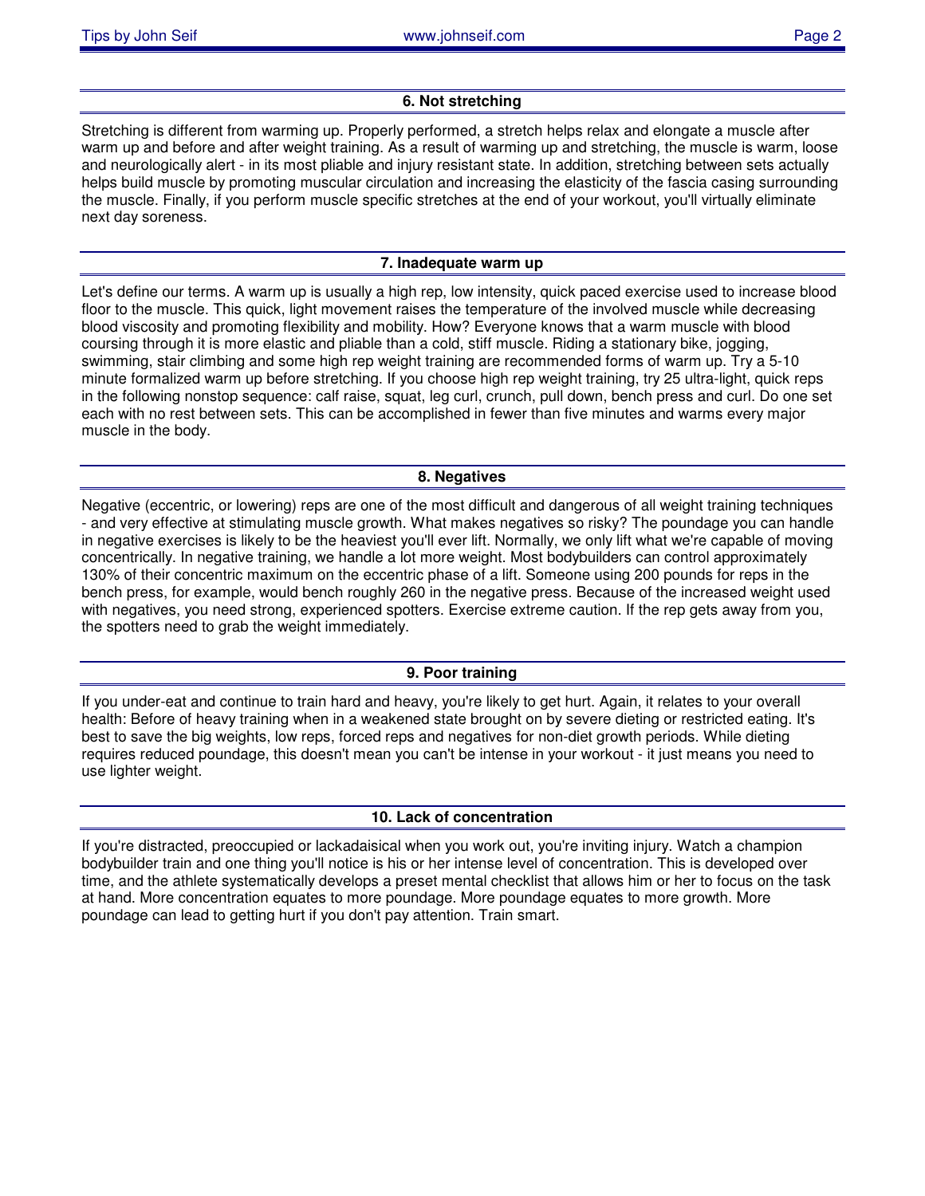## 6. Not stretching

Stretching is different from warming up. Properly performed, a stretch helps relax and elongate a muscle after warm up and before and after weight training. As a result of warming up and stretching, the muscle is warm, loose and neurologically alert - in its most pliable and injury resistant state. In addition, stretching between sets actually helps build muscle by promoting muscular circulation and increasing the elasticity of the fascia casing surrounding the muscle. Finally, if you perform muscle specific stretches at the end of your workout, you'll virtually eliminate next day soreness.

## 7. Inadequate warm up

Let's define our terms. A warm up is usually a high rep, low intensity, quick paced exercise used to increase blood floor to the muscle. This quick, light movement raises the temperature of the involved muscle while decreasing blood viscosity and promoting flexibility and mobility. How? Everyone knows that a warm muscle with blood coursing through it is more elastic and pliable than a cold, stiff muscle. Riding a stationary bike, jogging, swimming, stair climbing and some high rep weight training are recommended forms of warm up. Try a 5-10 minute formalized warm up before stretching. If you choose high rep weight training, try 25 ultra-light, quick reps in the following nonstop sequence: calf raise, squat, leg curl, crunch, pull down, bench press and curl. Do one set each with no rest between sets. This can be accomplished in fewer than five minutes and warms every major muscle in the body.

## 8. Negatives

Negative (eccentric, or lowering) reps are one of the most difficult and dangerous of all weight training techniques - and very effective at stimulating muscle growth. What makes negatives so risky? The poundage you can handle in negative exercises is likely to be the heaviest you'll ever lift. Normally, we only lift what we're capable of moving concentrically. In negative training, we handle a lot more weight. Most bodybuilders can control approximately 130% of their concentric maximum on the eccentric phase of a lift. Someone using 200 pounds for reps in the bench press, for example, would bench roughly 260 in the negative press. Because of the increased weight used with negatives, you need strong, experienced spotters. Exercise extreme caution. If the rep gets away from you, the spotters need to grab the weight immediately.

## 9. Poor training

If you under-eat and continue to train hard and heavy, you're likely to get hurt. Again, it relates to your overall health: Before of heavy training when in a weakened state brought on by severe dieting or restricted eating. It's best to save the big weights, low reps, forced reps and negatives for non-diet growth periods. While dieting requires reduced poundage, this doesn't mean you can't be intense in your workout - it just means you need to use lighter weight.

## 10. Lack of concentration

If you're distracted, preoccupied or lackadaisical when you work out, you're inviting injury. Watch a champion bodybuilder train and one thing you'll notice is his or her intense level of concentration. This is developed over time, and the athlete systematically develops a preset mental checklist that allows him or her to focus on the task at hand. More concentration equates to more poundage. More poundage equates to more growth. More poundage can lead to getting hurt if you don't pay attention. Train smart.